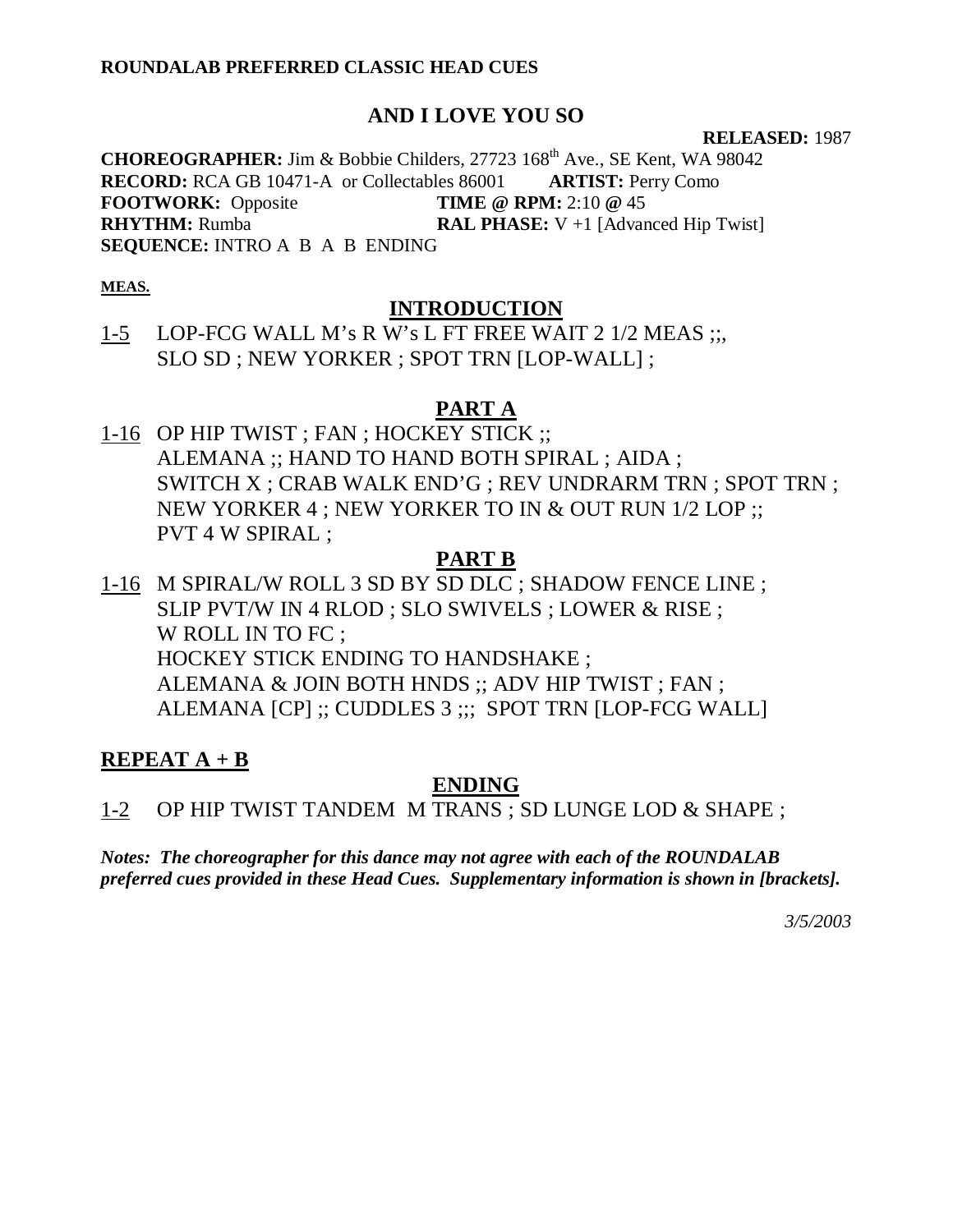**ROUNDALAB PREFERRED CLASSIC HEAD CUES**

# AND I LOVE YOU SO

**RELEASED:** 1987

**CHOREOGRAPHER:** Jim & Bobbie Childers, 27723 168th Ave., SE Kent, WA 98042
**RECORD:** RCA GB 10471-A or Collectables 86001 **ARTIST:** Perry Como
**FOOTWORK:** Opposite **TIME @ RPM:** 2:10 **@** 45
**RHYTHM:** Rumba **RAL PHASE:** V +1 [Advanced Hip Twist]
**SEQUENCE:** INTRO A B A B ENDING

**MEAS.**

## INTRODUCTION

1-5 LOP-FCG WALL M's R W's L FT FREE WAIT 2 1/2 MEAS ;;,
SLO SD ; NEW YORKER ; SPOT TRN [LOP-WALL] ;

## PART A

1-16 OP HIP TWIST ; FAN ; HOCKEY STICK ;;
ALEMANA ;; HAND TO HAND BOTH SPIRAL ; AIDA ;
SWITCH X ; CRAB WALK END'G ; REV UNDRARM TRN ; SPOT TRN ;
NEW YORKER 4 ; NEW YORKER TO IN & OUT RUN 1/2 LOP ;;
PVT 4 W SPIRAL ;

## PART B

1-16 M SPIRAL/W ROLL 3 SD BY SD DLC ; SHADOW FENCE LINE ;
SLIP PVT/W IN 4 RLOD ; SLO SWIVELS ; LOWER & RISE ;
W ROLL IN TO FC ;
HOCKEY STICK ENDING TO HANDSHAKE ;
ALEMANA & JOIN BOTH HNDS ;; ADV HIP TWIST ; FAN ;
ALEMANA [CP] ;; CUDDLES 3 ;;; SPOT TRN [LOP-FCG WALL]

## REPEAT A + B

## ENDING

1-2 OP HIP TWIST TANDEM M TRANS ; SD LUNGE LOD & SHAPE ;

***Notes: The choreographer for this dance may not agree with each of the ROUNDALAB preferred cues provided in these Head Cues. Supplementary information is shown in [brackets].***

*3/5/2003*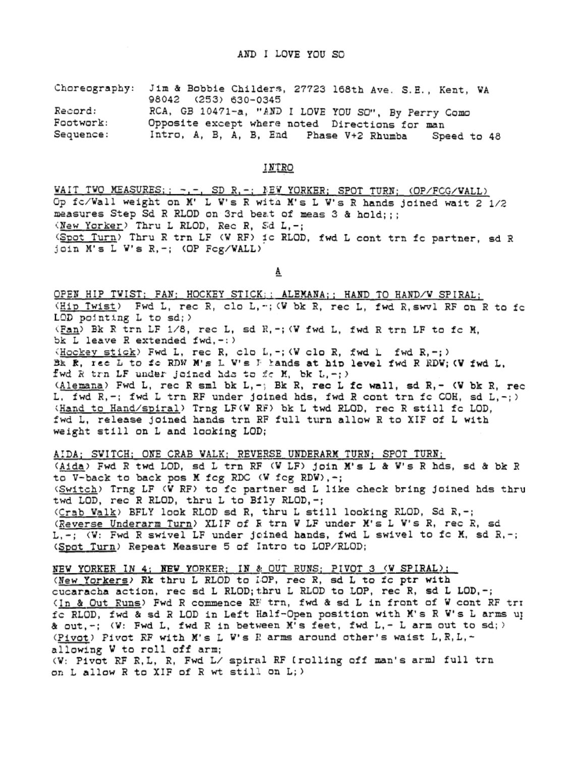# AND I LOVE YOU SO

Choreography: Jim & Bobbie Childers, 27723 168th Ave. S.E., Kent, WA 98042 (253) 630-0345
Record: RCA, GB 10471-a, "AND I LOVE YOU SO", By Perry Como
Footwork: Opposite except where noted Directions for man
Sequence: Intro, A, B, A, B, End Phase V+2 Rhumba Speed to 48

## INTRO

WAIT TWO MEASURES;; -,-, SD R,-; NEW YORKER; SPOT TURN; (OP/FCG/WALL)

Op fc/Wall weight on M' L W's R with M's L W's R hands joined wait 2 1/2 measures Step Sd R RLOD on 3rd beat of meas 3 & hold;;;
(New Yorker) Thru L RLOD, Rec R, Sd L,-;
(Spot Turn) Thru R trn LF (W RF) fc RLOD, fwd L cont trn fc partner, sd R join M's L W's R,-; (OP Fcg/WALL)

## A

OPEN HIP TWIST; FAN; HOCKEY STICK;; ALEMANA;; HAND TO HAND/W SPIRAL;

(Hip Twist) Fwd L, rec R, clo L,-; (W bk R, rec L, fwd R, swvl RF on R to fc LOD pointing L to sd;)
(Fan) Bk R trn LF 1/8, rec L, sd R,-; (W fwd L, fwd R trn LF to fc M, bk L leave R extended fwd,-:)
(Hockey stick) Fwd L, rec R, clo L,-; (W clo R, fwd L fwd R,-;)
Bk R, rec L to fc RDW M's L W's R hands at hip level fwd R RDW; (W fwd L, fwd R trn LF under joined hds to fc M, bk L,-;)
(Alemana) Fwd L, rec R sml bk L,-; Bk R, rec L fc wall, sd R,- (W bk R, rec L, fwd R,-; fwd L trn RF under joined hds, fwd R cont trn fc COH, sd L,-;)
(Hand to Hand/spiral) Trng LF(W RF) bk L twd RLOD, rec R still fc LOD, fwd L, release joined hands trn RF full turn allow R to XIF of L with weight still on L and looking LOD;

AIDA; SWITCH; ONE CRAB WALK; REVERSE UNDERARM TURN; SPOT TURN;

(Aida) Fwd R twd LOD, sd L trn RF (W LF) join M's L & W's R hds, sd & bk R to V-back to back pos M fcg RDC (W fcg RDW),-;
(Switch) Trng LF (W RF) to fc partner sd L like check bring joined hds thru twd LOD, rec R RLOD, thru L to Bfly RLOD,-;
(Crab Walk) BFLY look RLOD sd R, thru L still looking RLOD, Sd R,-;
(Reverse Underarm Turn) XLIF of R trn W LF under M's L W's R, rec R, sd L,-; (W: Fwd R swivel LF under joined hands, fwd L swivel to fc M, sd R,-;
(Spot Turn) Repeat Measure 5 of Intro to LOP/RLOD;

NEW YORKER IN 4; NEW YORKER; IN & OUT RUNS; PIVOT 3 (W SPIRAL);

(New Yorkers) Rk thru L RLOD to LOP, rec R, sd L to fc ptr with cucaracha action, rec sd L RLOD; thru L RLOD to LOP, rec R, sd L LOD,-;
(In & Out Runs) Fwd R commence RF trn, fwd & sd L in front of W cont RF trn fc RLOD, fwd & sd R LOD in Left Half-Open position with M's R W's L arms up & out,-; (W: Fwd L, fwd R in between M's feet, fwd L,- L arm out to sd;)
(Pivot) Pivot RF with M's L W's R arms around other's waist L,R,L,- allowing W to roll off arm;
(W: Pivot RF R,L, R, Fwd L/ spiral RF [rolling off man's arm] full trn on L allow R to XIF of R wt still on L;)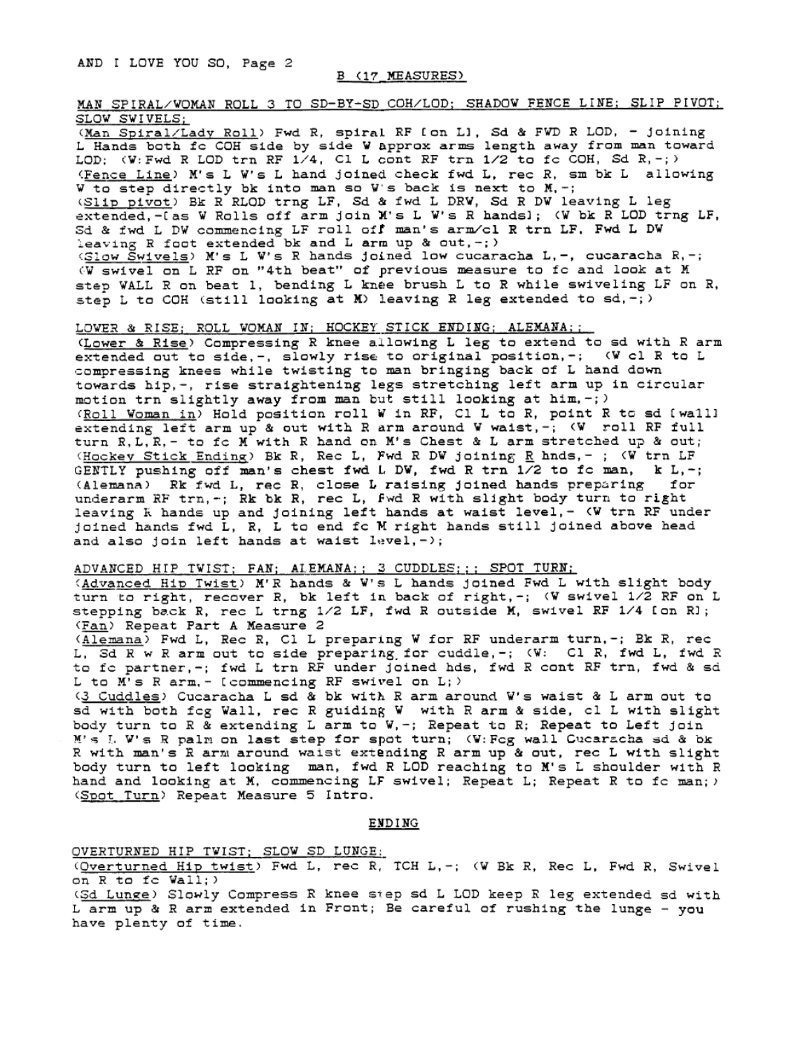AND I LOVE YOU SO, Page 2

## B (17 MEASURES)

MAN SPIRAL/WOMAN ROLL 3 TO SD-BY-SD COH/LOD; SHADOW FENCE LINE; SLIP PIVOT; SLOW SWIVELS;

(Man Spiral/Lady Roll) Fwd R, spiral RF [on L], Sd & FWD R LOD, - joining L Hands both fc COH side by side W approx arms length away from man toward LOD; (W: Fwd R LOD trn RF 1/4, Cl L cont RF trn 1/2 to fc COH, Sd R,-;)
(Fence Line) M's L W's L hand joined check fwd L, rec R, sm bk L allowing W to step directly bk into man so W's back is next to M,-;
(Slip pivot) Bk R RLOD trng LF, Sd & fwd L DRW, Sd R DW leaving L leg extended,-[as W Rolls off arm join M's L W's R hands]; (W bk R LOD trng LF, Sd & fwd L DW commencing LF roll off man's arm/cl R trn LF, Fwd L DW leaving R foot extended bk and L arm up & out,-;)
(Slow Swivels) M's L W's R hands joined low cucaracha L,-, cucaracha R,-; (W swivel on L RF on "4th beat" of previous measure to fc and look at M step WALL R on beat 1, bending L knee brush L to R while swiveling LF on R, step L to COH (still looking at M) leaving R leg extended to sd,-;)

LOWER & RISE; ROLL WOMAN IN; HOCKEY STICK ENDING; ALEMANA;;

(Lower & Rise) Compressing R knee allowing L leg to extend to sd with R arm extended out to side,-, slowly rise to original position,-; (W cl R to L compressing knees while twisting to man bringing back of L hand down towards hip,-, rise straightening legs stretching left arm up in circular motion trn slightly away from man but still looking at him,-;)
(Roll Woman in) Hold position roll W in RF, Cl L to R, point R to sd [wall] extending left arm up & out with R arm around W waist,-; (W roll RF full turn R,L,R,- to fc M with R hand on M's Chest & L arm stretched up & out;
(Hockey Stick Ending) Bk R, Rec L, Fwd R DW joining R hnds,- ; (W trn LF GENTLY pushing off man's chest fwd L DW, fwd R trn 1/2 to fc man, k L,-;
(Alemana) Rk fwd L, rec R, close L raising joined hands preparing for underarm RF trn,-; Rk bk R, rec L, fwd R with slight body turn to right leaving R hands up and joining left hands at waist level,- (W trn RF under joined hands fwd L, R, L to end fc M right hands still joined above head and also join left hands at waist level,-);

ADVANCED HIP TWIST; FAN; ALEMANA;; 3 CUDDLES;;; SPOT TURN;

(Advanced Hip Twist) M'R hands & W's L hands joined Fwd L with slight body turn to right, recover R, bk left in back of right,-; (W swivel 1/2 RF on L stepping back R, rec L trng 1/2 LF, fwd R outside M, swivel RF 1/4 [on R];
(Fan) Repeat Part A Measure 2
(Alemana) Fwd L, Rec R, Cl L preparing W for RF underarm turn,-; Bk R, rec L, Sd R w R arm out to side preparing for cuddle,-; (W: Cl R, fwd L, fwd R to fc partner,-; fwd L trn RF under joined hds, fwd R cont RF trn, fwd & sd L to M's R arm,- [commencing RF swivel on L;)
(3 Cuddles) Cucaracha L sd & bk with R arm around W's waist & L arm out to sd with both fcg Wall, rec R guiding W with R arm & side, cl L with slight body turn to R & extending L arm to W,-; Repeat to R; Repeat to Left join M's L W's R palm on last step for spot turn; (W:Fcg wall Cucaracha sd & bk R with man's R arm around waist extending R arm up & out, rec L with slight body turn to left looking man, fwd R LOD reaching to M's L shoulder with R hand and looking at M, commencing LF swivel; Repeat L; Repeat R to fc man;)
(Spot Turn) Repeat Measure 5 Intro.

## ENDING

OVERTURNED HIP TWIST; SLOW SD LUNGE:

(Overturned Hip twist) Fwd L, rec R, TCH L,-; (W Bk R, Rec L, Fwd R, Swivel on R to fc Wall;)
(Sd Lunge) Slowly Compress R knee step sd L LOD keep R leg extended sd with L arm up & R arm extended in Front; Be careful of rushing the lunge - you have plenty of time.